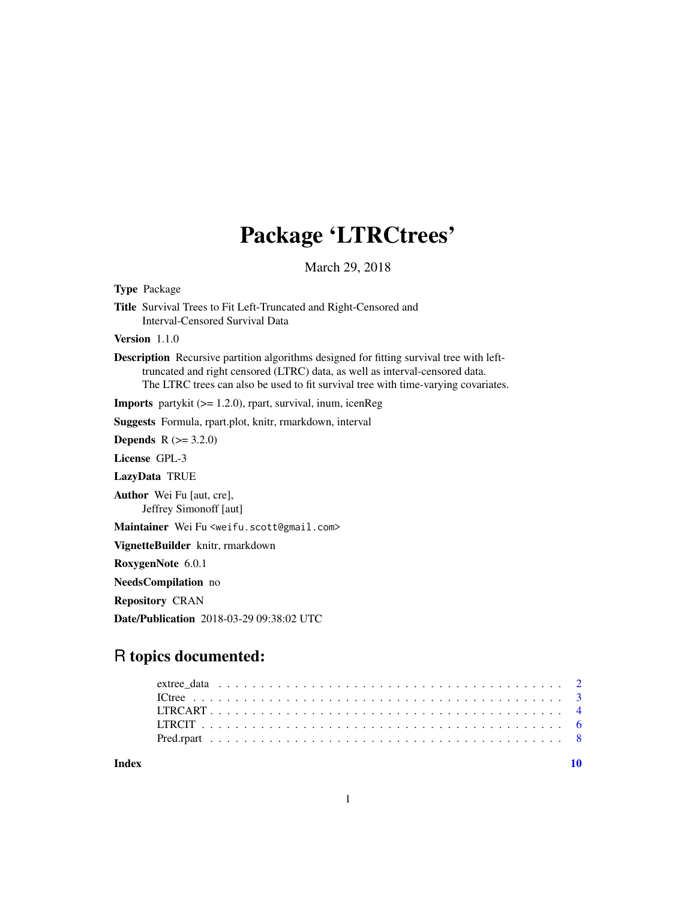# Package 'LTRCtrees'

March 29, 2018

**Type** Package

**Title** Survival Trees to Fit Left-Truncated and Right-Censored and Interval-Censored Survival Data

**Version** 1.1.0

**Description** Recursive partition algorithms designed for fitting survival tree with left-truncated and right censored (LTRC) data, as well as interval-censored data.
The LTRC trees can also be used to fit survival tree with time-varying covariates.

**Imports** partykit (>= 1.2.0), rpart, survival, inum, icenReg

**Suggests** Formula, rpart.plot, knitr, rmarkdown, interval

**Depends** R (>= 3.2.0)

**License** GPL-3

**LazyData** TRUE

**Author** Wei Fu [aut, cre],
Jeffrey Simonoff [aut]

**Maintainer** Wei Fu <weifu.scott@gmail.com>

**VignetteBuilder** knitr, rmarkdown

**RoxygenNote** 6.0.1

**NeedsCompilation** no

**Repository** CRAN

**Date/Publication** 2018-03-29 09:38:02 UTC

## R topics documented:

| | |
|---|---|
| extree_data | 2 |
| ICtree | 3 |
| LTRCART | 4 |
| LTRCIT | 6 |
| Pred.rpart | 8 |
| **Index** | **10** |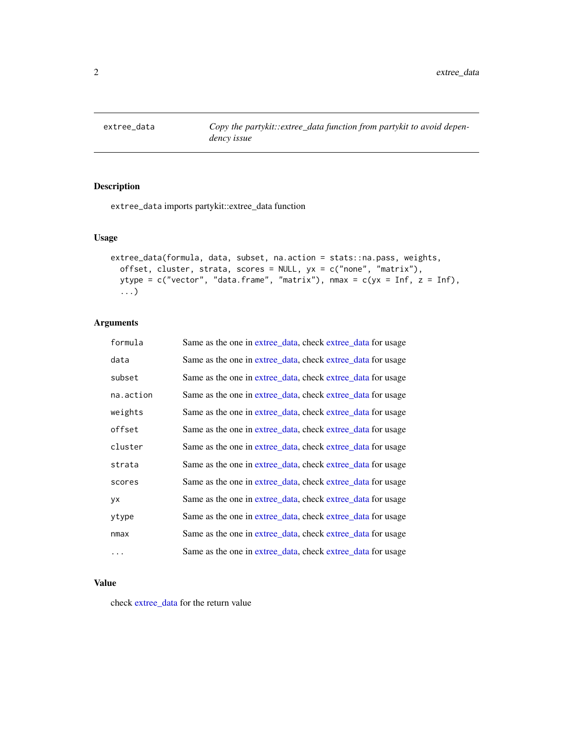## extree_data

*Copy the partykit::extree_data function from partykit to avoid dependency issue*

### Description

`extree_data` imports partykit::extree_data function

### Usage

```
extree_data(formula, data, subset, na.action = stats::na.pass, weights,
  offset, cluster, strata, scores = NULL, yx = c("none", "matrix"),
  ytype = c("vector", "data.frame", "matrix"), nmax = c(yx = Inf, z = Inf),
  ...)
```

### Arguments

| | |
|---|---|
| `formula` | Same as the one in extree_data, check extree_data for usage |
| `data` | Same as the one in extree_data, check extree_data for usage |
| `subset` | Same as the one in extree_data, check extree_data for usage |
| `na.action` | Same as the one in extree_data, check extree_data for usage |
| `weights` | Same as the one in extree_data, check extree_data for usage |
| `offset` | Same as the one in extree_data, check extree_data for usage |
| `cluster` | Same as the one in extree_data, check extree_data for usage |
| `strata` | Same as the one in extree_data, check extree_data for usage |
| `scores` | Same as the one in extree_data, check extree_data for usage |
| `yx` | Same as the one in extree_data, check extree_data for usage |
| `ytype` | Same as the one in extree_data, check extree_data for usage |
| `nmax` | Same as the one in extree_data, check extree_data for usage |
| `...` | Same as the one in extree_data, check extree_data for usage |

### Value

check extree_data for the return value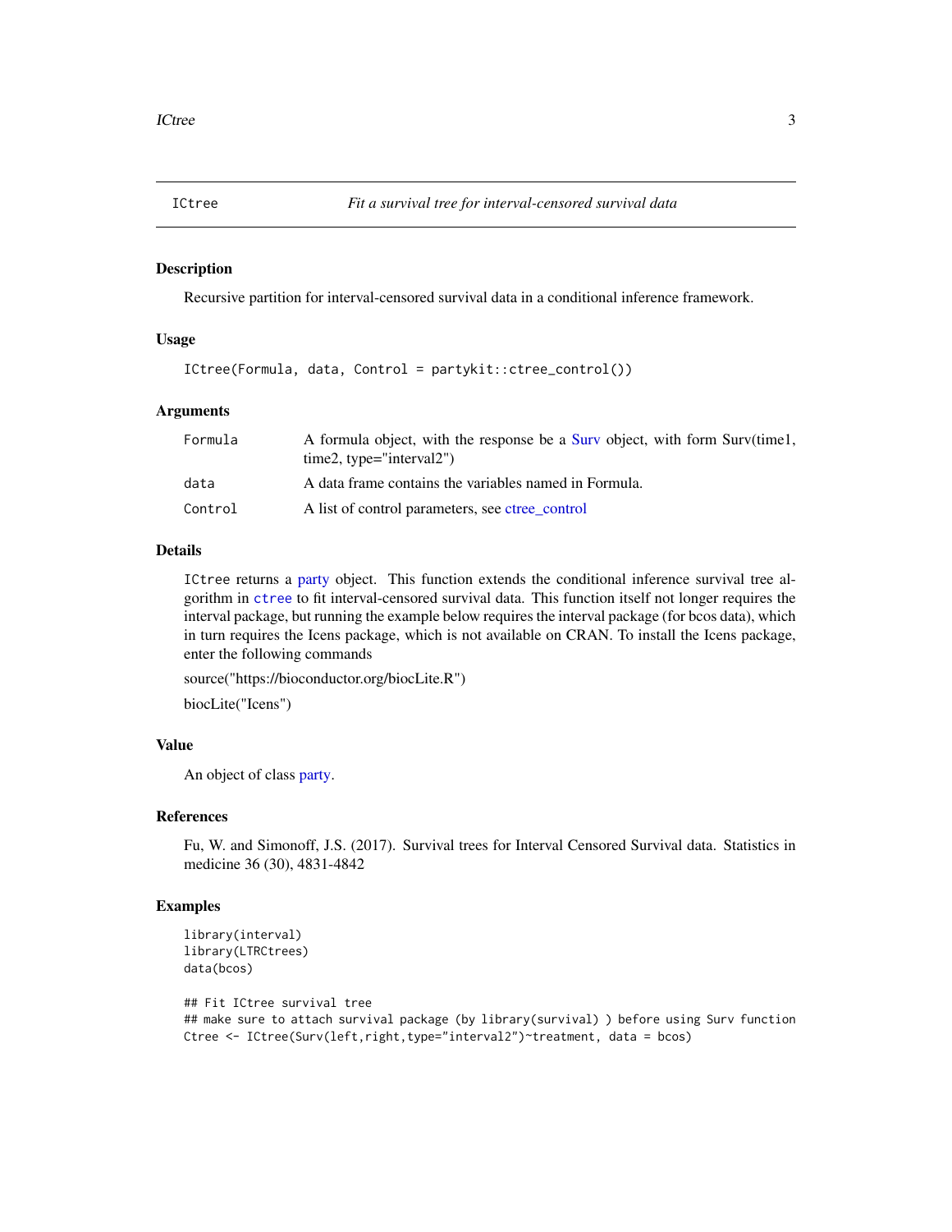# ICtree — *Fit a survival tree for interval-censored survival data*

## Description

Recursive partition for interval-censored survival data in a conditional inference framework.

## Usage

```
ICtree(Formula, data, Control = partykit::ctree_control())
```

## Arguments

| | |
|---|---|
| `Formula` | A formula object, with the response be a Surv object, with form Surv(time1, time2, type="interval2") |
| `data` | A data frame contains the variables named in Formula. |
| `Control` | A list of control parameters, see ctree_control |

## Details

`ICtree` returns a party object. This function extends the conditional inference survival tree algorithm in `ctree` to fit interval-censored survival data. This function itself not longer requires the interval package, but running the example below requires the interval package (for bcos data), which in turn requires the Icens package, which is not available on CRAN. To install the Icens package, enter the following commands

source("https://bioconductor.org/biocLite.R")

biocLite("Icens")

## Value

An object of class party.

## References

Fu, W. and Simonoff, J.S. (2017). Survival trees for Interval Censored Survival data. Statistics in medicine 36 (30), 4831-4842

## Examples

```
library(interval)
library(LTRCtrees)
data(bcos)

## Fit ICtree survival tree
## make sure to attach survival package (by library(survival) ) before using Surv function
Ctree <- ICtree(Surv(left,right,type="interval2")~treatment, data = bcos)
```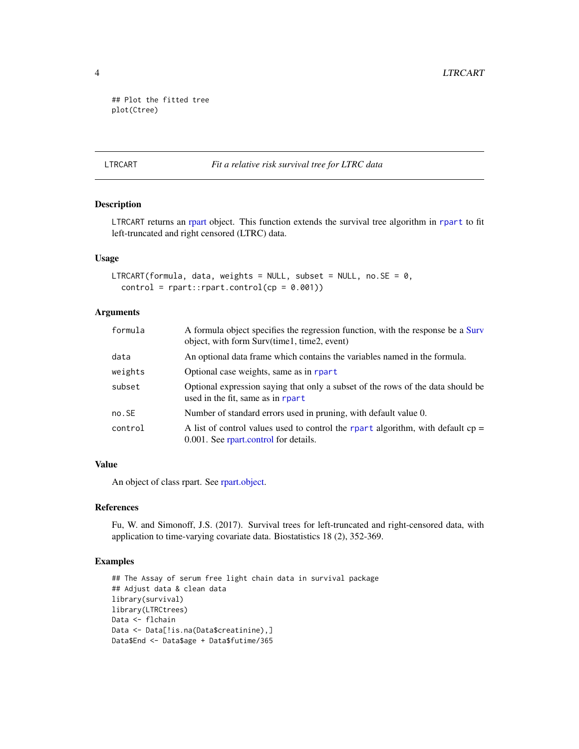```
## Plot the fitted tree
plot(Ctree)
```

## LTRCART — *Fit a relative risk survival tree for LTRC data*

### Description

LTRCART returns an rpart object. This function extends the survival tree algorithm in rpart to fit left-truncated and right censored (LTRC) data.

### Usage

```
LTRCART(formula, data, weights = NULL, subset = NULL, no.SE = 0,
  control = rpart::rpart.control(cp = 0.001))
```

### Arguments

| | |
|---|---|
| formula | A formula object specifies the regression function, with the response be a Surv object, with form Surv(time1, time2, event) |
| data | An optional data frame which contains the variables named in the formula. |
| weights | Optional case weights, same as in rpart |
| subset | Optional expression saying that only a subset of the rows of the data should be used in the fit, same as in rpart |
| no.SE | Number of standard errors used in pruning, with default value 0. |
| control | A list of control values used to control the rpart algorithm, with default cp = 0.001. See rpart.control for details. |

### Value

An object of class rpart. See rpart.object.

### References

Fu, W. and Simonoff, J.S. (2017). Survival trees for left-truncated and right-censored data, with application to time-varying covariate data. Biostatistics 18 (2), 352-369.

### Examples

```
## The Assay of serum free light chain data in survival package
## Adjust data & clean data
library(survival)
library(LTRCtrees)
Data <- flchain
Data <- Data[!is.na(Data$creatinine),]
Data$End <- Data$age + Data$futime/365
```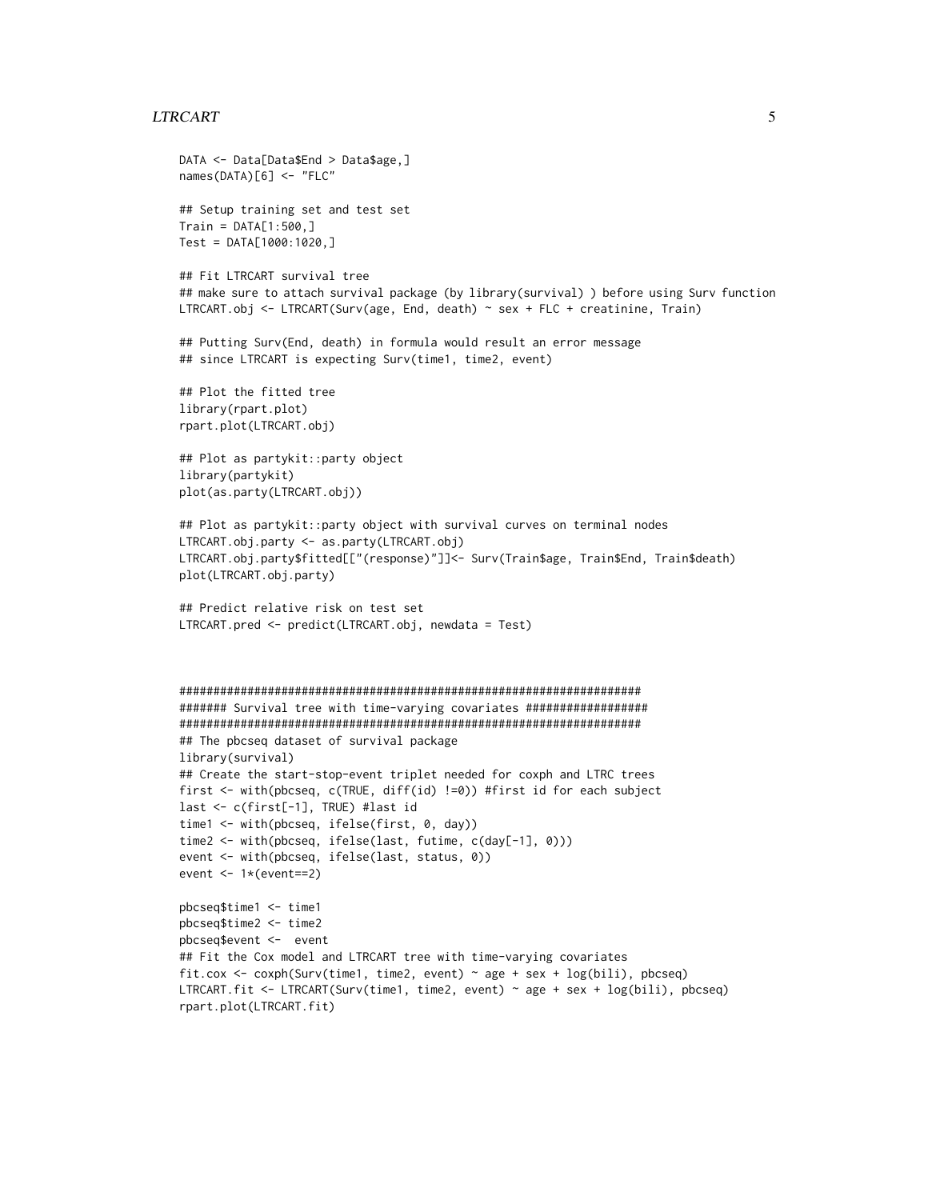```
DATA <- Data[Data$End > Data$age,]
names(DATA)[6] <- "FLC"

## Setup training set and test set
Train = DATA[1:500,]
Test = DATA[1000:1020,]

## Fit LTRCART survival tree
## make sure to attach survival package (by library(survival) ) before using Surv function
LTRCART.obj <- LTRCART(Surv(age, End, death) ~ sex + FLC + creatinine, Train)

## Putting Surv(End, death) in formula would result an error message
## since LTRCART is expecting Surv(time1, time2, event)

## Plot the fitted tree
library(rpart.plot)
rpart.plot(LTRCART.obj)

## Plot as partykit::party object
library(partykit)
plot(as.party(LTRCART.obj))

## Plot as partykit::party object with survival curves on terminal nodes
LTRCART.obj.party <- as.party(LTRCART.obj)
LTRCART.obj.party$fitted[["(response)"]]<- Surv(Train$age, Train$End, Train$death)
plot(LTRCART.obj.party)

## Predict relative risk on test set
LTRCART.pred <- predict(LTRCART.obj, newdata = Test)



#######################################################################
####### Survival tree with time-varying covariates ##################
#######################################################################
## The pbcseq dataset of survival package
library(survival)
## Create the start-stop-event triplet needed for coxph and LTRC trees
first <- with(pbcseq, c(TRUE, diff(id) !=0)) #first id for each subject
last <- c(first[-1], TRUE) #last id
time1 <- with(pbcseq, ifelse(first, 0, day))
time2 <- with(pbcseq, ifelse(last, futime, c(day[-1], 0)))
event <- with(pbcseq, ifelse(last, status, 0))
event <- 1*(event==2)

pbcseq$time1 <- time1
pbcseq$time2 <- time2
pbcseq$event <-  event
## Fit the Cox model and LTRCART tree with time-varying covariates
fit.cox <- coxph(Surv(time1, time2, event) ~ age + sex + log(bili), pbcseq)
LTRCART.fit <- LTRCART(Surv(time1, time2, event) ~ age + sex + log(bili), pbcseq)
rpart.plot(LTRCART.fit)
```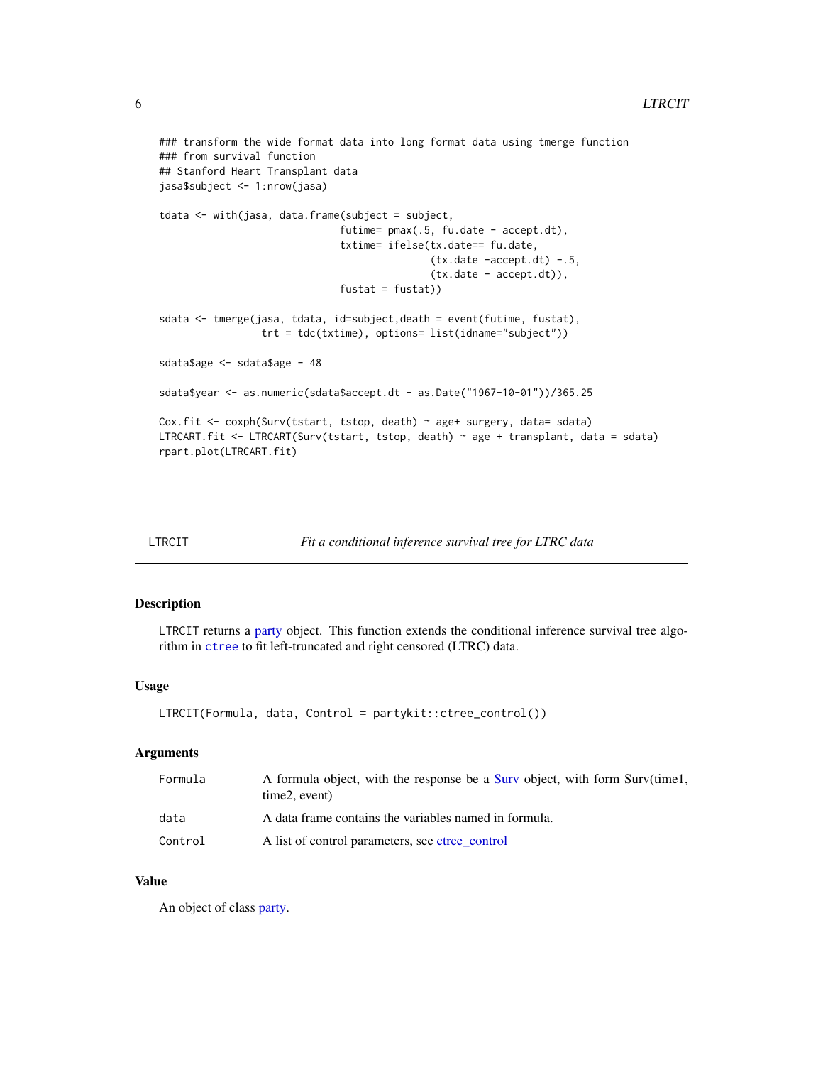```
### transform the wide format data into long format data using tmerge function
### from survival function
## Stanford Heart Transplant data
jasa$subject <- 1:nrow(jasa)

tdata <- with(jasa, data.frame(subject = subject,
                               futime= pmax(.5, fu.date - accept.dt),
                               txtime= ifelse(tx.date== fu.date,
                                              (tx.date -accept.dt) -.5,
                                              (tx.date - accept.dt)),
                               fustat = fustat))

sdata <- tmerge(jasa, tdata, id=subject,death = event(futime, fustat),
                trt = tdc(txtime), options= list(idname="subject"))

sdata$age <- sdata$age - 48

sdata$year <- as.numeric(sdata$accept.dt - as.Date("1967-10-01"))/365.25

Cox.fit <- coxph(Surv(tstart, tstop, death) ~ age+ surgery, data= sdata)
LTRCART.fit <- LTRCART(Surv(tstart, tstop, death) ~ age + transplant, data = sdata)
rpart.plot(LTRCART.fit)
```

## LTRCIT — *Fit a conditional inference survival tree for LTRC data*

### Description

`LTRCIT` returns a party object. This function extends the conditional inference survival tree algorithm in `ctree` to fit left-truncated and right censored (LTRC) data.

### Usage

```
LTRCIT(Formula, data, Control = partykit::ctree_control())
```

### Arguments

| | |
|---|---|
| `Formula` | A formula object, with the response be a Surv object, with form Surv(time1, time2, event) |
| `data` | A data frame contains the variables named in formula. |
| `Control` | A list of control parameters, see ctree_control |

### Value

An object of class party.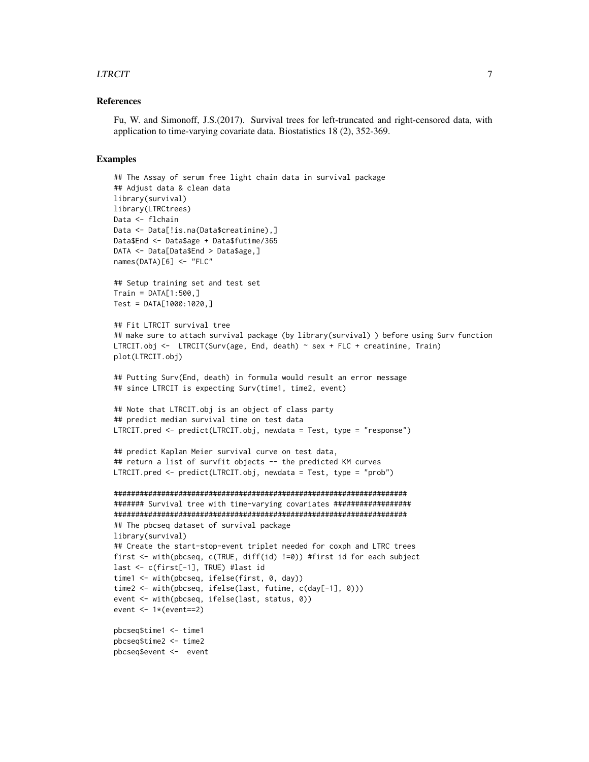## References

Fu, W. and Simonoff, J.S.(2017). Survival trees for left-truncated and right-censored data, with application to time-varying covariate data. Biostatistics 18 (2), 352-369.

## Examples

```
## The Assay of serum free light chain data in survival package
## Adjust data & clean data
library(survival)
library(LTRCtrees)
Data <- flchain
Data <- Data[!is.na(Data$creatinine),]
Data$End <- Data$age + Data$futime/365
DATA <- Data[Data$End > Data$age,]
names(DATA)[6] <- "FLC"

## Setup training set and test set
Train = DATA[1:500,]
Test = DATA[1000:1020,]

## Fit LTRCIT survival tree
## make sure to attach survival package (by library(survival) ) before using Surv function
LTRCIT.obj <-  LTRCIT(Surv(age, End, death) ~ sex + FLC + creatinine, Train)
plot(LTRCIT.obj)

## Putting Surv(End, death) in formula would result an error message
## since LTRCIT is expecting Surv(time1, time2, event)

## Note that LTRCIT.obj is an object of class party
## predict median survival time on test data
LTRCIT.pred <- predict(LTRCIT.obj, newdata = Test, type = "response")

## predict Kaplan Meier survival curve on test data,
## return a list of survfit objects -- the predicted KM curves
LTRCIT.pred <- predict(LTRCIT.obj, newdata = Test, type = "prob")

####################################################################
####### Survival tree with time-varying covariates ##################
####################################################################
## The pbcseq dataset of survival package
library(survival)
## Create the start-stop-event triplet needed for coxph and LTRC trees
first <- with(pbcseq, c(TRUE, diff(id) !=0)) #first id for each subject
last <- c(first[-1], TRUE) #last id
time1 <- with(pbcseq, ifelse(first, 0, day))
time2 <- with(pbcseq, ifelse(last, futime, c(day[-1], 0)))
event <- with(pbcseq, ifelse(last, status, 0))
event <- 1*(event==2)

pbcseq$time1 <- time1
pbcseq$time2 <- time2
pbcseq$event <-  event
```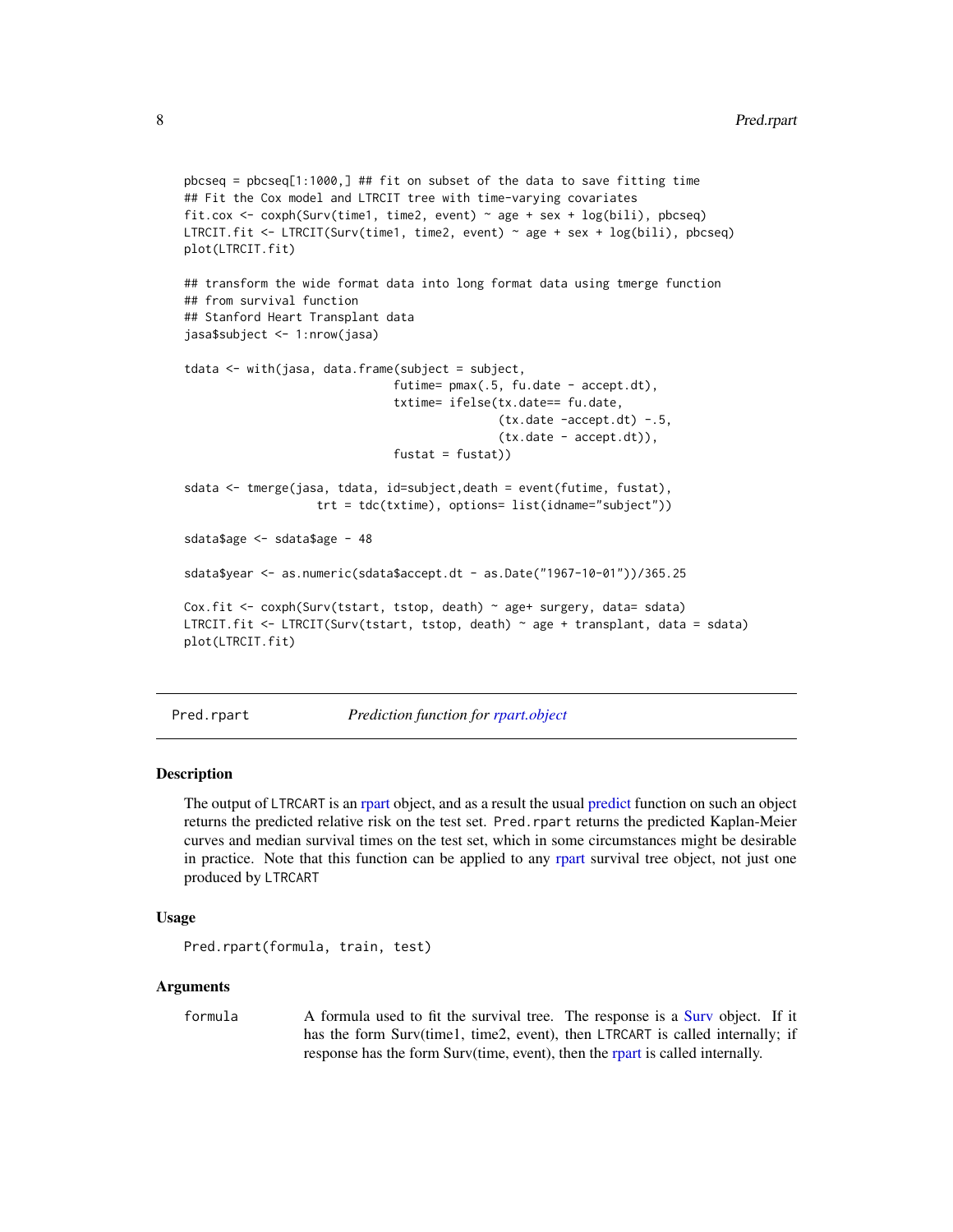```
pbcseq = pbcseq[1:1000,] ## fit on subset of the data to save fitting time
## Fit the Cox model and LTRCIT tree with time-varying covariates
fit.cox <- coxph(Surv(time1, time2, event) ~ age + sex + log(bili), pbcseq)
LTRCIT.fit <- LTRCIT(Surv(time1, time2, event) ~ age + sex + log(bili), pbcseq)
plot(LTRCIT.fit)

## transform the wide format data into long format data using tmerge function
## from survival function
## Stanford Heart Transplant data
jasa$subject <- 1:nrow(jasa)

tdata <- with(jasa, data.frame(subject = subject,
                               futime= pmax(.5, fu.date - accept.dt),
                               txtime= ifelse(tx.date== fu.date,
                                              (tx.date -accept.dt) -.5,
                                              (tx.date - accept.dt)),
                               fustat = fustat))

sdata <- tmerge(jasa, tdata, id=subject,death = event(futime, fustat),
                   trt = tdc(txtime), options= list(idname="subject"))

sdata$age <- sdata$age - 48

sdata$year <- as.numeric(sdata$accept.dt - as.Date("1967-10-01"))/365.25

Cox.fit <- coxph(Surv(tstart, tstop, death) ~ age+ surgery, data= sdata)
LTRCIT.fit <- LTRCIT(Surv(tstart, tstop, death) ~ age + transplant, data = sdata)
plot(LTRCIT.fit)
```

---

## Pred.rpart — *Prediction function for rpart.object*

### Description

The output of LTRCART is an rpart object, and as a result the usual predict function on such an object returns the predicted relative risk on the test set. `Pred.rpart` returns the predicted Kaplan-Meier curves and median survival times on the test set, which in some circumstances might be desirable in practice. Note that this function can be applied to any rpart survival tree object, not just one produced by LTRCART

### Usage

```
Pred.rpart(formula, train, test)
```

### Arguments

| | |
|---|---|
| formula | A formula used to fit the survival tree. The response is a Surv object. If it has the form Surv(time1, time2, event), then LTRCART is called internally; if response has the form Surv(time, event), then the rpart is called internally. |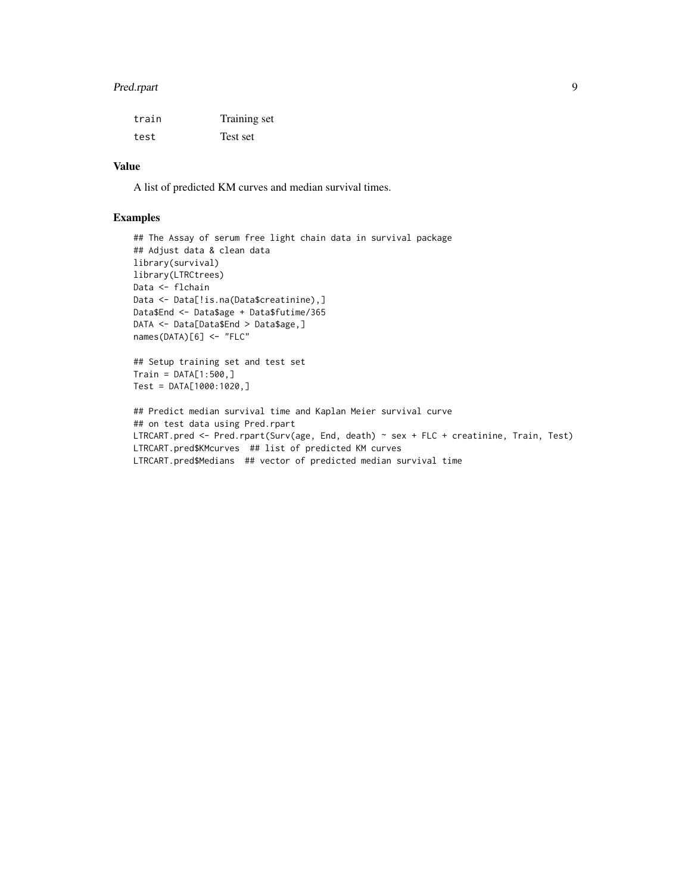| | |
|---|---|
| train | Training set |
| test | Test set |

### Value

A list of predicted KM curves and median survival times.

### Examples

```
## The Assay of serum free light chain data in survival package
## Adjust data & clean data
library(survival)
library(LTRCtrees)
Data <- flchain
Data <- Data[!is.na(Data$creatinine),]
Data$End <- Data$age + Data$futime/365
DATA <- Data[Data$End > Data$age,]
names(DATA)[6] <- "FLC"

## Setup training set and test set
Train = DATA[1:500,]
Test = DATA[1000:1020,]

## Predict median survival time and Kaplan Meier survival curve
## on test data using Pred.rpart
LTRCART.pred <- Pred.rpart(Surv(age, End, death) ~ sex + FLC + creatinine, Train, Test)
LTRCART.pred$KMcurves  ## list of predicted KM curves
LTRCART.pred$Medians  ## vector of predicted median survival time
```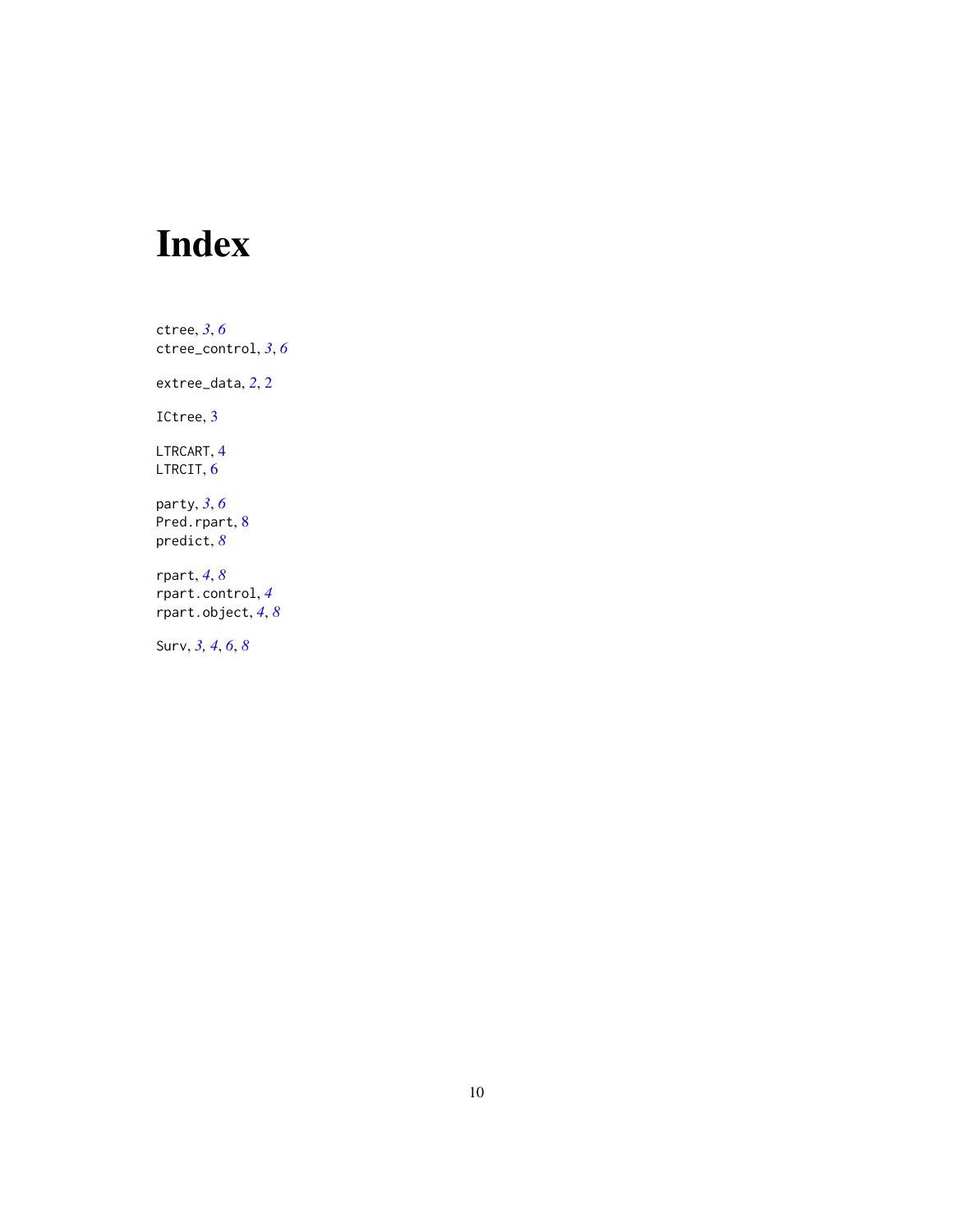# Index

ctree, *3*, *6*
ctree_control, *3*, *6*

extree_data, *2*, 2

ICtree, 3

LTRCART, 4
LTRCIT, 6

party, *3*, *6*
Pred.rpart, 8
predict, *8*

rpart, *4*, *8*
rpart.control, *4*
rpart.object, *4*, *8*

Surv, *3*, *4*, *6*, *8*